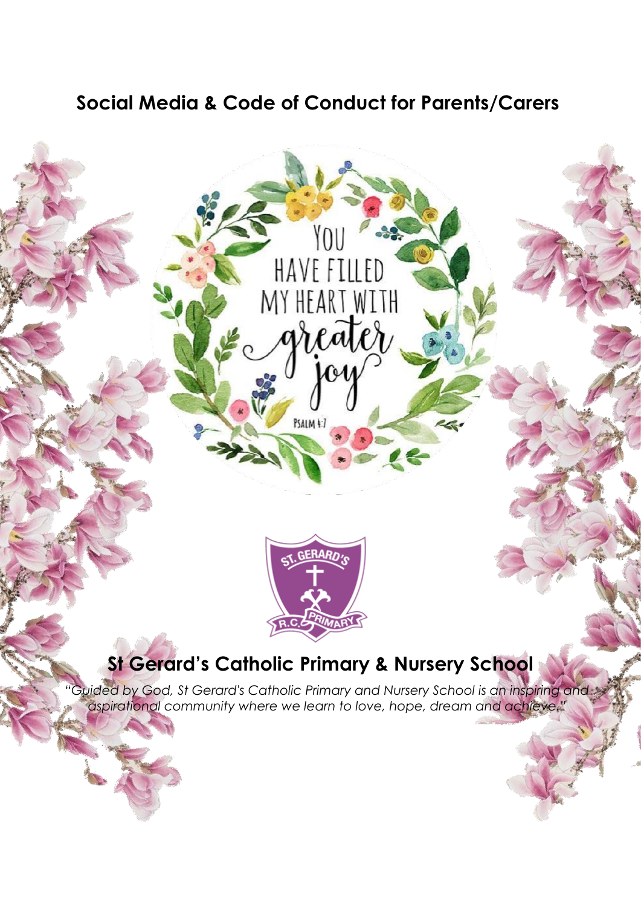# Social Media & Code of Conduct for Parents/Carers

## St Gerard's Catholic Primary & Nursery School

*"Guided by God, St Gerard's Catholic Primary and Nursery School is an inspiring and aspirational community where we learn to love, hope, dream and achieve."*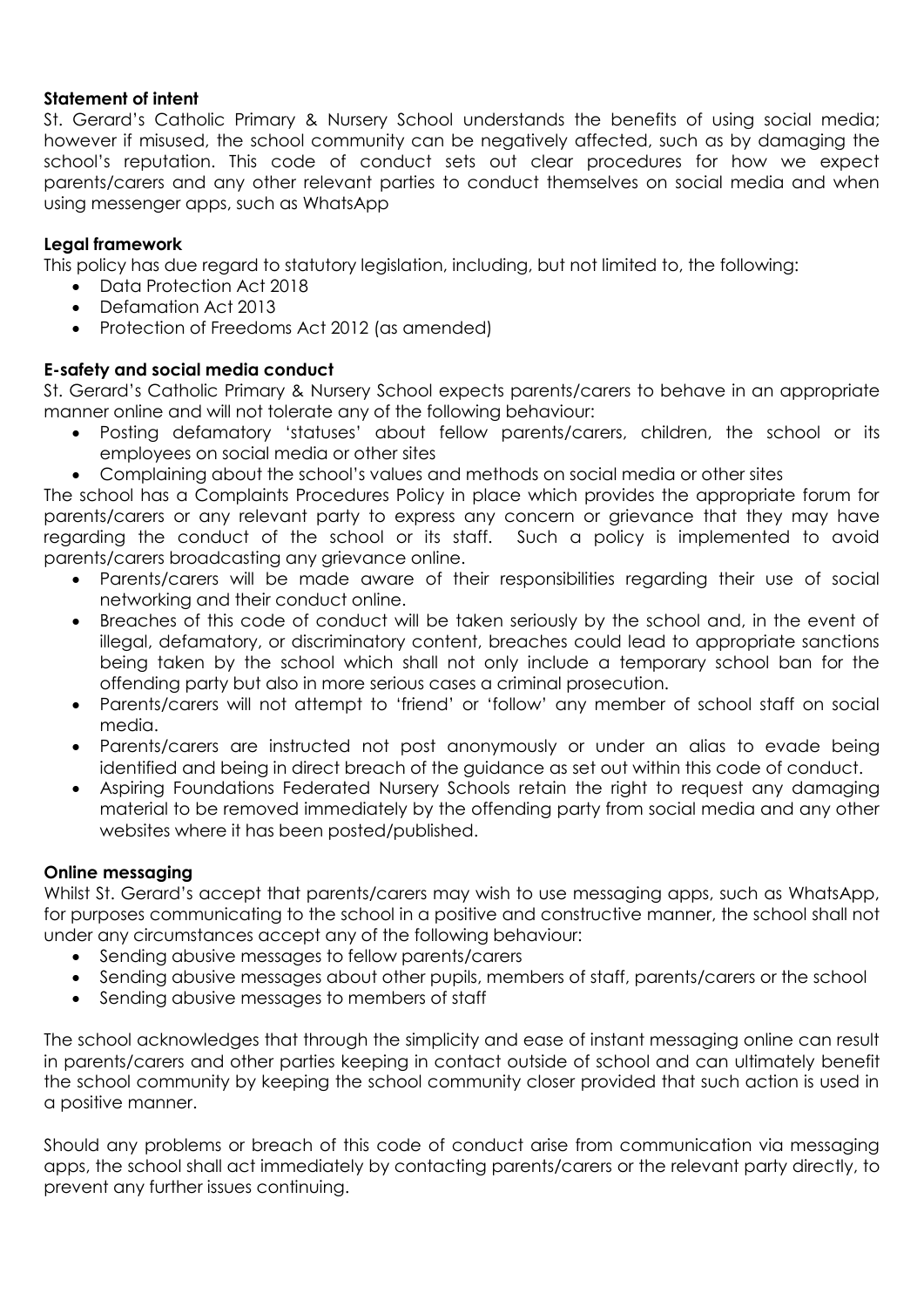**Statement of intent**

St. Gerard's Catholic Primary & Nursery School understands the benefits of using social media; however if misused, the school community can be negatively affected, such as by damaging the school's reputation. This code of conduct sets out clear procedures for how we expect parents/carers and any other relevant parties to conduct themselves on social media and when using messenger apps, such as WhatsApp

**Legal framework**

This policy has due regard to statutory legislation, including, but not limited to, the following:

- Data Protection Act 2018
- Defamation Act 2013
- Protection of Freedoms Act 2012 (as amended)

**E-safety and social media conduct**

St. Gerard's Catholic Primary & Nursery School expects parents/carers to behave in an appropriate manner online and will not tolerate any of the following behaviour:

- Posting defamatory 'statuses' about fellow parents/carers, children, the school or its employees on social media or other sites
- Complaining about the school's values and methods on social media or other sites

The school has a Complaints Procedures Policy in place which provides the appropriate forum for parents/carers or any relevant party to express any concern or grievance that they may have regarding the conduct of the school or its staff. Such a policy is implemented to avoid parents/carers broadcasting any grievance online.

- Parents/carers will be made aware of their responsibilities regarding their use of social networking and their conduct online.
- Breaches of this code of conduct will be taken seriously by the school and, in the event of illegal, defamatory, or discriminatory content, breaches could lead to appropriate sanctions being taken by the school which shall not only include a temporary school ban for the offending party but also in more serious cases a criminal prosecution.
- Parents/carers will not attempt to 'friend' or 'follow' any member of school staff on social media.
- Parents/carers are instructed not post anonymously or under an alias to evade being identified and being in direct breach of the guidance as set out within this code of conduct.
- Aspiring Foundations Federated Nursery Schools retain the right to request any damaging material to be removed immediately by the offending party from social media and any other websites where it has been posted/published.

**Online messaging**

Whilst St. Gerard's accept that parents/carers may wish to use messaging apps, such as WhatsApp, for purposes communicating to the school in a positive and constructive manner, the school shall not under any circumstances accept any of the following behaviour:

- Sending abusive messages to fellow parents/carers
- Sending abusive messages about other pupils, members of staff, parents/carers or the school
- Sending abusive messages to members of staff

The school acknowledges that through the simplicity and ease of instant messaging online can result in parents/carers and other parties keeping in contact outside of school and can ultimately benefit the school community by keeping the school community closer provided that such action is used in a positive manner.

Should any problems or breach of this code of conduct arise from communication via messaging apps, the school shall act immediately by contacting parents/carers or the relevant party directly, to prevent any further issues continuing.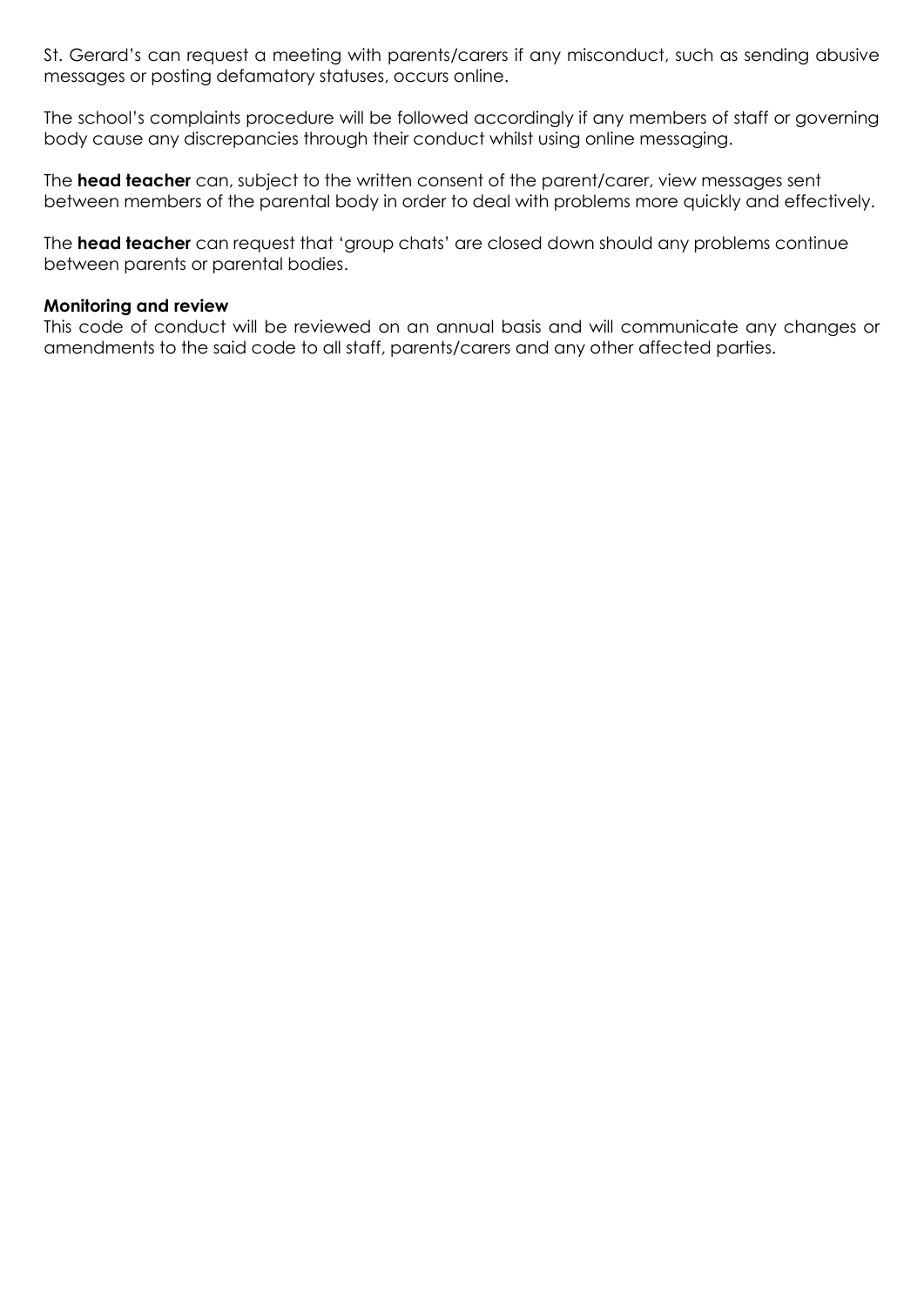St. Gerard's can request a meeting with parents/carers if any misconduct, such as sending abusive messages or posting defamatory statuses, occurs online.

The school's complaints procedure will be followed accordingly if any members of staff or governing body cause any discrepancies through their conduct whilst using online messaging.

The **head teacher** can, subject to the written consent of the parent/carer, view messages sent between members of the parental body in order to deal with problems more quickly and effectively.

The **head teacher** can request that 'group chats' are closed down should any problems continue between parents or parental bodies.

**Monitoring and review**

This code of conduct will be reviewed on an annual basis and will communicate any changes or amendments to the said code to all staff, parents/carers and any other affected parties.